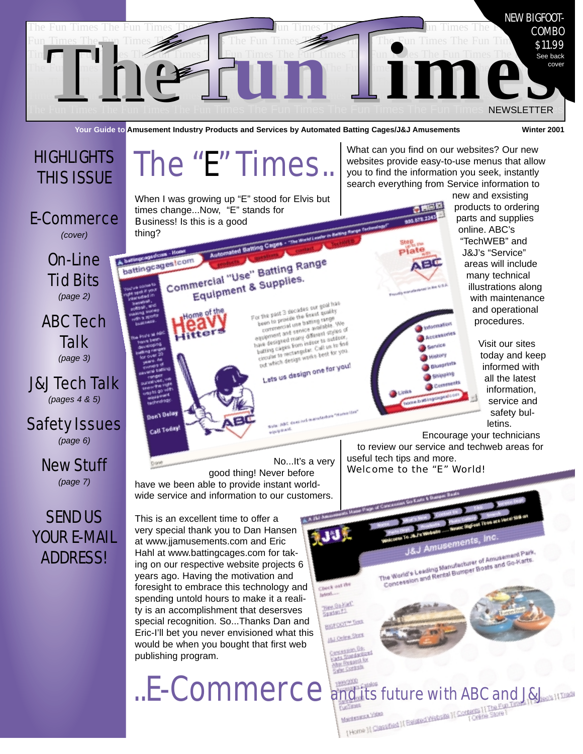# The Fun Times

NEWSLETTER

NEW BIGFOOT-COMBO $11.99 See back cover

**Your Guide to Amusement Industry Products and Services by Automated Batting Cages/J&J Amusements** **Winter 2001**

## HIGHLIGHTS THIS ISSUE

E-Commerce *(cover)*

On-Line Tid Bits *(page 2)*

ABC Tech Talk *(page 3)*

J&J Tech Talk *(pages 4 & 5)*

Safety Issues *(page 6)*

New Stuff *(page 7)*

SEND US YOUR E-MAIL ADDRESS!

# The "E" Times..

When I was growing up "E" stood for Elvis but times change...Now, "E" stands for Business! Is this is a good thing?

No...It's a very good thing! Never before have we been able to provide instant world-wide service and information to our customers.

This is an excellent time to offer a very special thank you to Dan Hansen at www.jjamusements.com and Eric Hahl at www.battingcages.com for taking on our respective website projects 6 years ago. Having the motivation and foresight to embrace this technology and spending untold hours to make it a reality is an accomplishment that desersves special recognition. So...Thanks Dan and Eric-I'll bet you never envisioned what this would be when you bought that first web publishing program.

What can you find on our websites? Our new websites provide easy-to-use menus that allow you to find the information you seek, instantly search everything from Service information to new and exsisting products to ordering parts and supplies online. ABC's "TechWEB" and J&J's "Service" areas will include many technical illustrations along with maintenance and operational procedures.

Visit our sites today and keep informed with all the latest information, service and safety bulletins.

Encourage your technicians to review our service and techweb areas for useful tech tips and more.

Welcome to the "E" World!

# ..E-Commerce and its future with ABC and J&J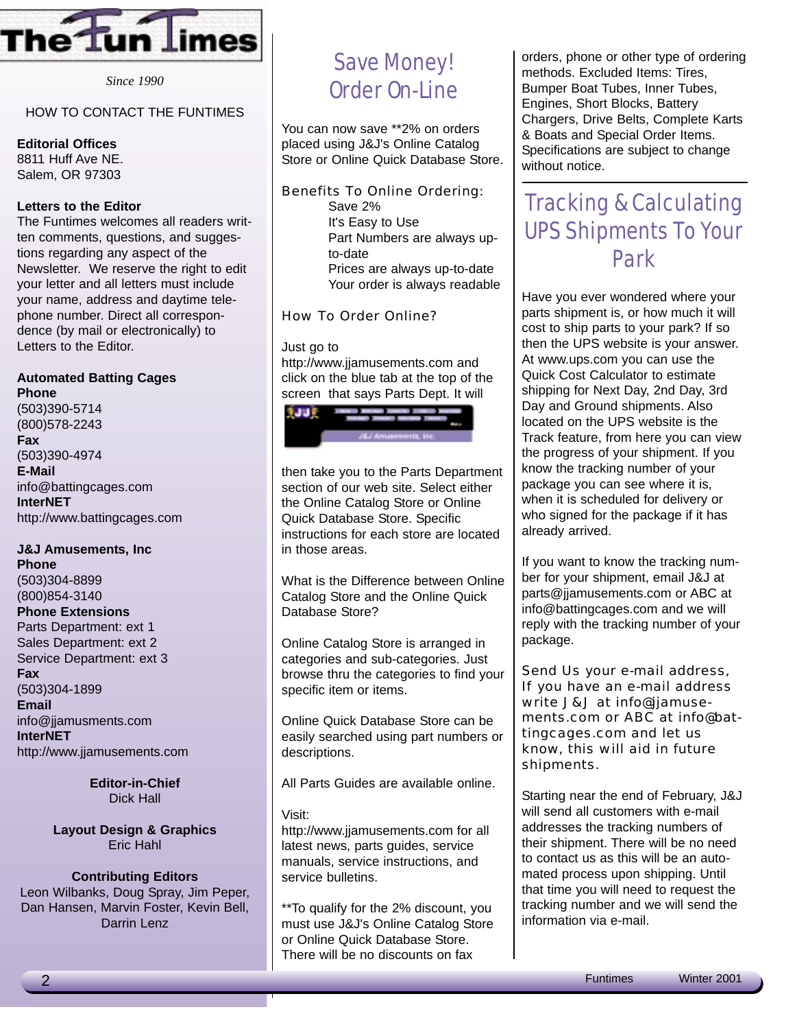# The Fun Times

*Since 1990*

HOW TO CONTACT THE FUNTIMES

**Editorial Offices**
8811 Huff Ave NE.
Salem, OR 97303

**Letters to the Editor**
The Funtimes welcomes all readers written comments, questions, and suggestions regarding any aspect of the Newsletter. We reserve the right to edit your letter and all letters must include your name, address and daytime telephone number. Direct all correspondence (by mail or electronically) to Letters to the Editor.

**Automated Batting Cages**
**Phone**
(503)390-5714
(800)578-2243
**Fax**
(503)390-4974
**E-Mail**
info@battingcages.com
**InterNET**
http://www.battingcages.com

**J&J Amusements, Inc**
**Phone**
(503)304-8899
(800)854-3140
**Phone Extensions**
Parts Department: ext 1
Sales Department: ext 2
Service Department: ext 3
**Fax**
(503)304-1899
**Email**
info@jjamusments.com
**InterNET**
http://www.jjamusements.com

**Editor-in-Chief**
Dick Hall

**Layout Design & Graphics**
Eric Hahl

**Contributing Editors**
Leon Wilbanks, Doug Spray, Jim Peper, Dan Hansen, Marvin Foster, Kevin Bell, Darrin Lenz

## Save Money! Order On-Line

You can now save **2% on orders placed using J&J's Online Catalog Store or Online Quick Database Store.

Benefits To Online Ordering:

- Save 2%
- It's Easy to Use
- Part Numbers are always up-to-date
- Prices are always up-to-date
- Your order is always readable

How To Order Online?

Just go to http://www.jjamusements.com and click on the blue tab at the top of the screen that says Parts Dept. It will then take you to the Parts Department section of our web site. Select either the Online Catalog Store or Online Quick Database Store. Specific instructions for each store are located in those areas.

What is the Difference between Online Catalog Store and the Online Quick Database Store?

Online Catalog Store is arranged in categories and sub-categories. Just browse thru the categories to find your specific item or items.

Online Quick Database Store can be easily searched using part numbers or descriptions.

All Parts Guides are available online.

Visit:
http://www.jjamusements.com for all latest news, parts guides, service manuals, service instructions, and service bulletins.

**To qualify for the 2% discount, you must use J&J's Online Catalog Store or Online Quick Database Store. There will be no discounts on fax orders, phone or other type of ordering methods. Excluded Items: Tires, Bumper Boat Tubes, Inner Tubes, Engines, Short Blocks, Battery Chargers, Drive Belts, Complete Karts & Boats and Special Order Items. Specifications are subject to change without notice.

## Tracking & Calculating UPS Shipments To Your Park

Have you ever wondered where your parts shipment is, or how much it will cost to ship parts to your park? If so then the UPS website is your answer. At www.ups.com you can use the Quick Cost Calculator to estimate shipping for Next Day, 2nd Day, 3rd Day and Ground shipments. Also located on the UPS website is the Track feature, from here you can view the progress of your shipment. If you know the tracking number of your package you can see where it is, when it is scheduled for delivery or who signed for the package if it has already arrived.

If you want to know the tracking number for your shipment, email J&J at parts@jjamusements.com or ABC at info@battingcages.com and we will reply with the tracking number of your package.

Send Us your e-mail address, If you have an e-mail address write J&J at info@jjamusements.com or ABC at info@battingcages.com and let us know, this will aid in future shipments.

Starting near the end of February, J&J will send all customers with e-mail addresses the tracking numbers of their shipment. There will be no need to contact us as this will be an automated process upon shipping. Until that time you will need to request the tracking number and we will send the information via e-mail.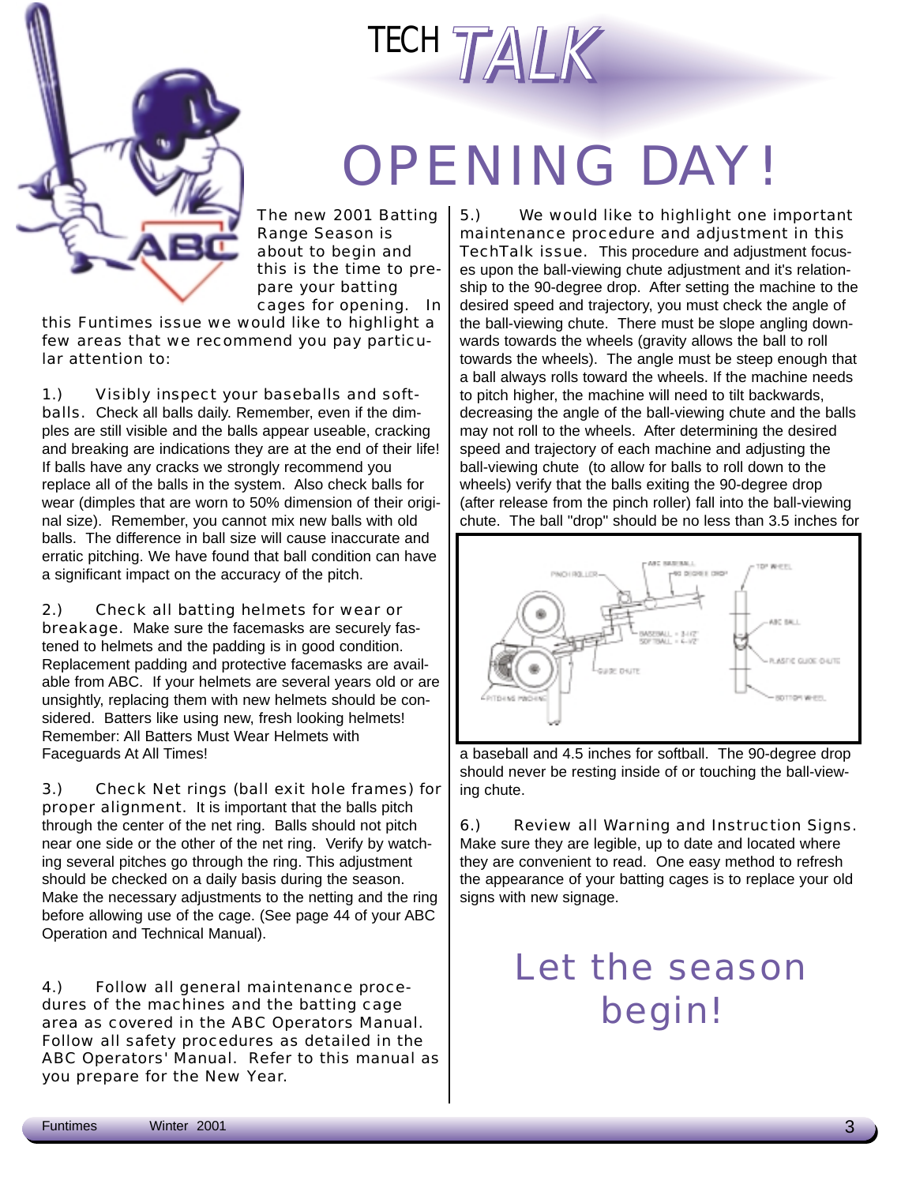# TECH TALK

# OPENING DAY!

The new 2001 Batting Range Season is about to begin and this is the time to prepare your batting cages for opening. In this Funtimes issue we would like to highlight a few areas that we recommend you pay particular attention to:

1.) Visibly inspect your baseballs and softballs. Check all balls daily. Remember, even if the dimples are still visible and the balls appear useable, cracking and breaking are indications they are at the end of their life! If balls have any cracks we strongly recommend you replace all of the balls in the system. Also check balls for wear (dimples that are worn to 50% dimension of their original size). Remember, you cannot mix new balls with old balls. The difference in ball size will cause inaccurate and erratic pitching. We have found that ball condition can have a significant impact on the accuracy of the pitch.

2.) Check all batting helmets for wear or breakage. Make sure the facemasks are securely fastened to helmets and the padding is in good condition. Replacement padding and protective facemasks are available from ABC. If your helmets are several years old or are unsightly, replacing them with new helmets should be considered. Batters like using new, fresh looking helmets! Remember: All Batters Must Wear Helmets with Faceguards At All Times!

3.) Check Net rings (ball exit hole frames) for proper alignment. It is important that the balls pitch through the center of the net ring. Balls should not pitch near one side or the other of the net ring. Verify by watching several pitches go through the ring. This adjustment should be checked on a daily basis during the season. Make the necessary adjustments to the netting and the ring before allowing use of the cage. (See page 44 of your ABC Operation and Technical Manual).

4.) Follow all general maintenance procedures of the machines and the batting cage area as covered in the ABC Operators Manual. Follow all safety procedures as detailed in the ABC Operators' Manual. Refer to this manual as you prepare for the New Year.

5.) We would like to highlight one important maintenance procedure and adjustment in this TechTalk issue. This procedure and adjustment focuses upon the ball-viewing chute adjustment and it's relationship to the 90-degree drop. After setting the machine to the desired speed and trajectory, you must check the angle of the ball-viewing chute. There must be slope angling downwards towards the wheels (gravity allows the ball to roll towards the wheels). The angle must be steep enough that a ball always rolls toward the wheels. If the machine needs to pitch higher, the machine will need to tilt backwards, decreasing the angle of the ball-viewing chute and the balls may not roll to the wheels. After determining the desired speed and trajectory of each machine and adjusting the ball-viewing chute (to allow for balls to roll down to the wheels) verify that the balls exiting the 90-degree drop (after release from the pinch roller) fall into the ball-viewing chute. The ball "drop" should be no less than 3.5 inches for a baseball and 4.5 inches for softball. The 90-degree drop should never be resting inside of or touching the ball-viewing chute.

6.) Review all Warning and Instruction Signs. Make sure they are legible, up to date and located where they are convenient to read. One easy method to refresh the appearance of your batting cages is to replace your old signs with new signage.

## Let the season begin!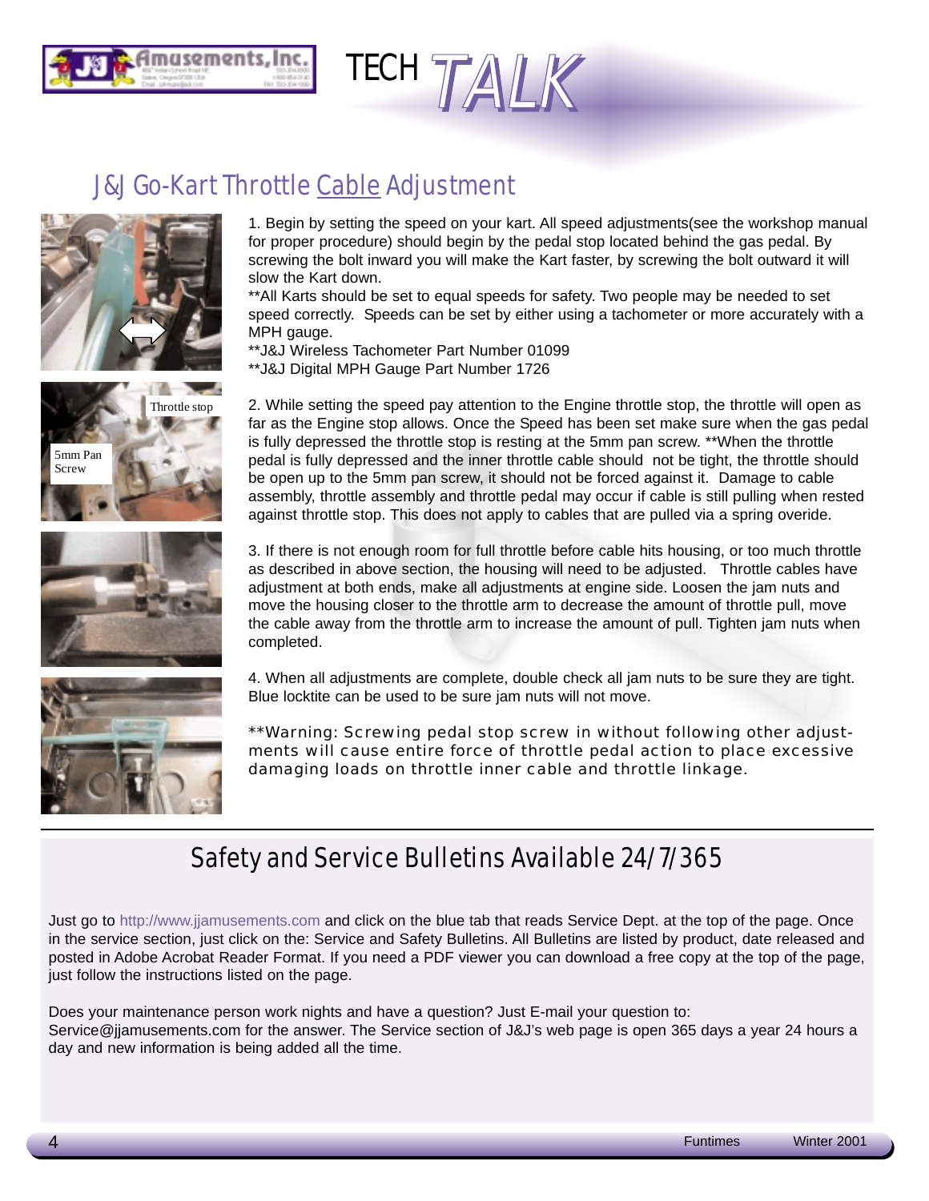# TECH TALK

## J&J Go-Kart Throttle Cable Adjustment

Throttle stop

5mm Pan Screw

1. Begin by setting the speed on your kart. All speed adjustments(see the workshop manual for proper procedure) should begin by the pedal stop located behind the gas pedal. By screwing the bolt inward you will make the Kart faster, by screwing the bolt outward it will slow the Kart down.

**All Karts should be set to equal speeds for safety. Two people may be needed to set speed correctly. Speeds can be set by either using a tachometer or more accurately with a MPH gauge.

**J&J Wireless Tachometer Part Number 01099

**J&J Digital MPH Gauge Part Number 1726

2. While setting the speed pay attention to the Engine throttle stop, the throttle will open as far as the Engine stop allows. Once the Speed has been set make sure when the gas pedal is fully depressed the throttle stop is resting at the 5mm pan screw. **When the throttle pedal is fully depressed and the inner throttle cable should not be tight, the throttle should be open up to the 5mm pan screw, it should not be forced against it. Damage to cable assembly, throttle assembly and throttle pedal may occur if cable is still pulling when rested against throttle stop. This does not apply to cables that are pulled via a spring overide.

3. If there is not enough room for full throttle before cable hits housing, or too much throttle as described in above section, the housing will need to be adjusted. Throttle cables have adjustment at both ends, make all adjustments at engine side. Loosen the jam nuts and move the housing closer to the throttle arm to decrease the amount of throttle pull, move the cable away from the throttle arm to increase the amount of pull. Tighten jam nuts when completed.

4. When all adjustments are complete, double check all jam nuts to be sure they are tight. Blue locktite can be used to be sure jam nuts will not move.

**Warning: Screwing pedal stop screw in without following other adjustments will cause entire force of throttle pedal action to place excessive damaging loads on throttle inner cable and throttle linkage.

## Safety and Service Bulletins Available 24/7/365

Just go to http://www.jjamusements.com and click on the blue tab that reads Service Dept. at the top of the page. Once in the service section, just click on the: Service and Safety Bulletins. All Bulletins are listed by product, date released and posted in Adobe Acrobat Reader Format. If you need a PDF viewer you can download a free copy at the top of the page, just follow the instructions listed on the page.

Does your maintenance person work nights and have a question? Just E-mail your question to: Service@jjamusements.com for the answer. The Service section of J&J's web page is open 365 days a year 24 hours a day and new information is being added all the time.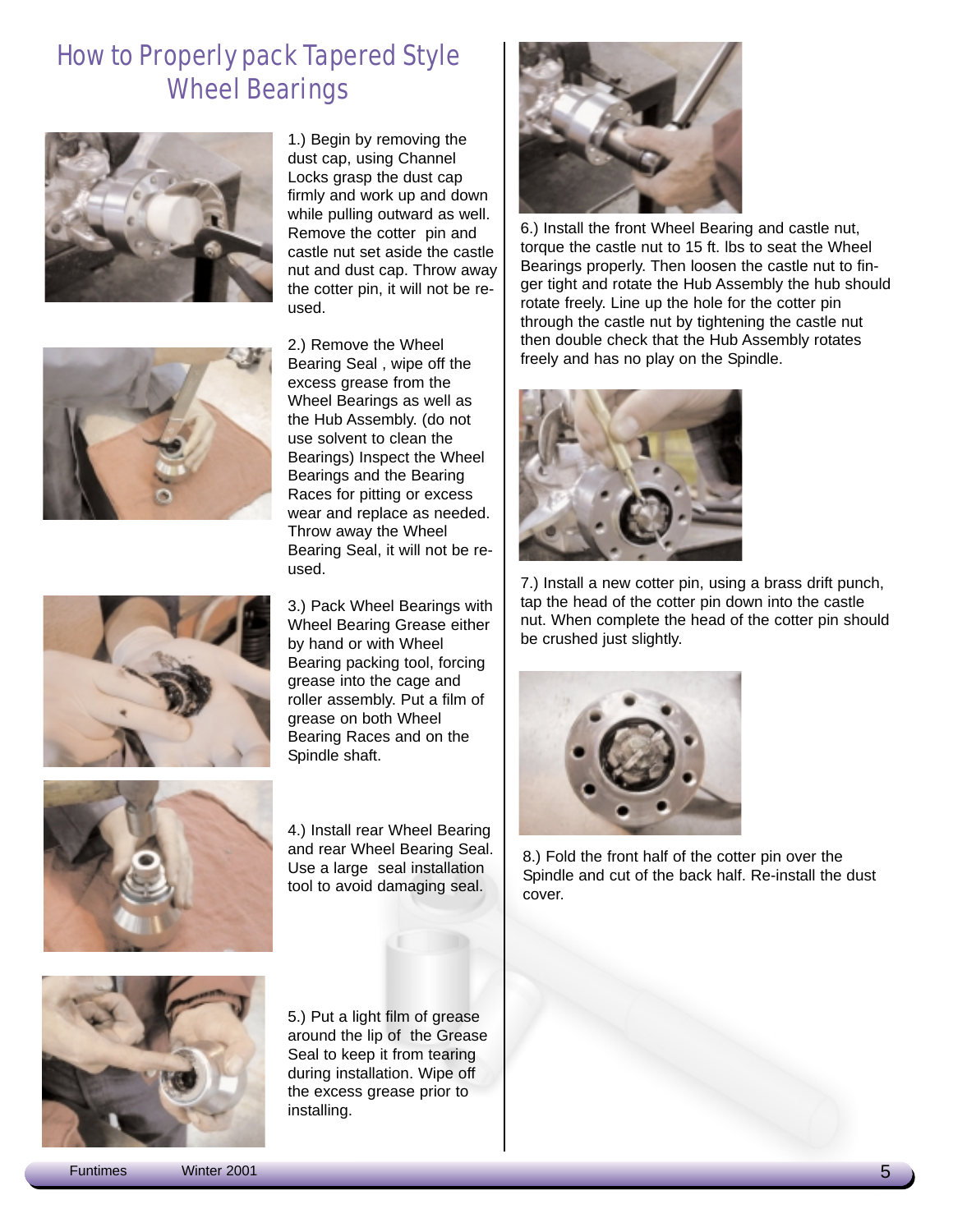# How to Properly pack Tapered Style Wheel Bearings

1.) Begin by removing the dust cap, using Channel Locks grasp the dust cap firmly and work up and down while pulling outward as well. Remove the cotter pin and castle nut set aside the castle nut and dust cap. Throw away the cotter pin, it will not be re-used.

2.) Remove the Wheel Bearing Seal , wipe off the excess grease from the Wheel Bearings as well as the Hub Assembly. (do not use solvent to clean the Bearings) Inspect the Wheel Bearings and the Bearing Races for pitting or excess wear and replace as needed. Throw away the Wheel Bearing Seal, it will not be re-used.

3.) Pack Wheel Bearings with Wheel Bearing Grease either by hand or with Wheel Bearing packing tool, forcing grease into the cage and roller assembly. Put a film of grease on both Wheel Bearing Races and on the Spindle shaft.

4.) Install rear Wheel Bearing and rear Wheel Bearing Seal. Use a large seal installation tool to avoid damaging seal.

5.) Put a light film of grease around the lip of the Grease Seal to keep it from tearing during installation. Wipe off the excess grease prior to installing.

6.) Install the front Wheel Bearing and castle nut, torque the castle nut to 15 ft. lbs to seat the Wheel Bearings properly. Then loosen the castle nut to finger tight and rotate the Hub Assembly the hub should rotate freely. Line up the hole for the cotter pin through the castle nut by tightening the castle nut then double check that the Hub Assembly rotates freely and has no play on the Spindle.

7.) Install a new cotter pin, using a brass drift punch, tap the head of the cotter pin down into the castle nut. When complete the head of the cotter pin should be crushed just slightly.

8.) Fold the front half of the cotter pin over the Spindle and cut of the back half. Re-install the dust cover.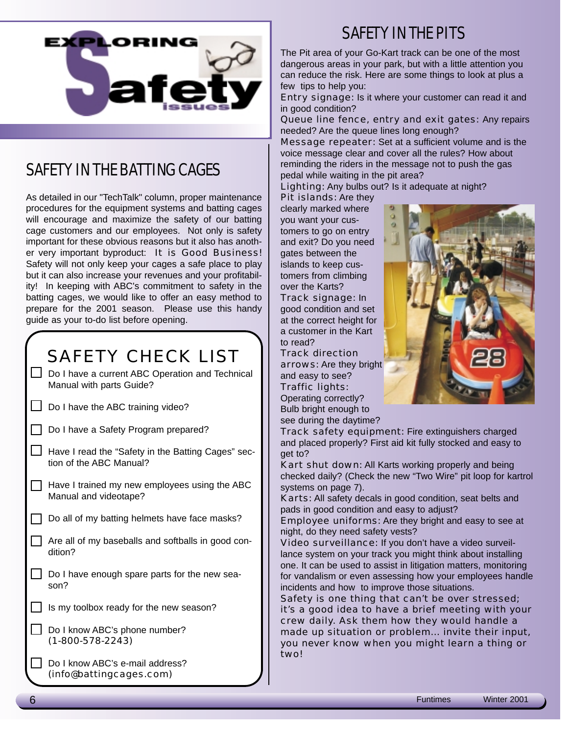# Exploring Safety Issues

## SAFETY IN THE BATTING CAGES

As detailed in our "TechTalk" column, proper maintenance procedures for the equipment systems and batting cages will encourage and maximize the safety of our batting cage customers and our employees. Not only is safety important for these obvious reasons but it also has another very important byproduct: It is Good Business! Safety will not only keep your cages a safe place to play but it can also increase your revenues and your profitability! In keeping with ABC's commitment to safety in the batting cages, we would like to offer an easy method to prepare for the 2001 season. Please use this handy guide as your to-do list before opening.

### SAFETY CHECK LIST

- ☐ Do I have a current ABC Operation and Technical Manual with parts Guide?
- ☐ Do I have the ABC training video?
- ☐ Do I have a Safety Program prepared?
- ☐ Have I read the “Safety in the Batting Cages” section of the ABC Manual?
- ☐ Have I trained my new employees using the ABC Manual and videotape?
- ☐ Do all of my batting helmets have face masks?
- ☐ Are all of my baseballs and softballs in good condition?
- ☐ Do I have enough spare parts for the new season?
- ☐ Is my toolbox ready for the new season?
- ☐ Do I know ABC’s phone number? (1-800-578-2243)
- ☐ Do I know ABC’s e-mail address? (info@battingcages.com)

## SAFETY IN THE PITS

The Pit area of your Go-Kart track can be one of the most dangerous areas in your park, but with a little attention you can reduce the risk. Here are some things to look at plus a few tips to help you:

Entry signage: Is it where your customer can read it and in good condition?

Queue line fence, entry and exit gates: Any repairs needed? Are the queue lines long enough?

Message repeater: Set at a sufficient volume and is the voice message clear and cover all the rules? How about reminding the riders in the message not to push the gas pedal while waiting in the pit area?

Lighting: Any bulbs out? Is it adequate at night?

Pit islands: Are they clearly marked where you want your customers to go on entry and exit? Do you need gates between the islands to keep customers from climbing over the Karts?

Track signage: In good condition and set at the correct height for a customer in the Kart to read?

Track direction arrows: Are they bright and easy to see?

Traffic lights: Operating correctly? Bulb bright enough to see during the daytime?

Track safety equipment: Fire extinguishers charged and placed properly? First aid kit fully stocked and easy to get to?

Kart shut down: All Karts working properly and being checked daily? (Check the new “Two Wire” pit loop for kartrol systems on page 7).

Karts: All safety decals in good condition, seat belts and pads in good condition and easy to adjust?

Employee uniforms: Are they bright and easy to see at night, do they need safety vests?

Video surveillance: If you don’t have a video surveillance system on your track you might think about installing one. It can be used to assist in litigation matters, monitoring for vandalism or even assessing how your employees handle incidents and how to improve those situations.

Safety is one thing that can’t be over stressed; it’s a good idea to have a brief meeting with your crew daily. Ask them how they would handle a made up situation or problem... invite their input, you never know when you might learn a thing or two!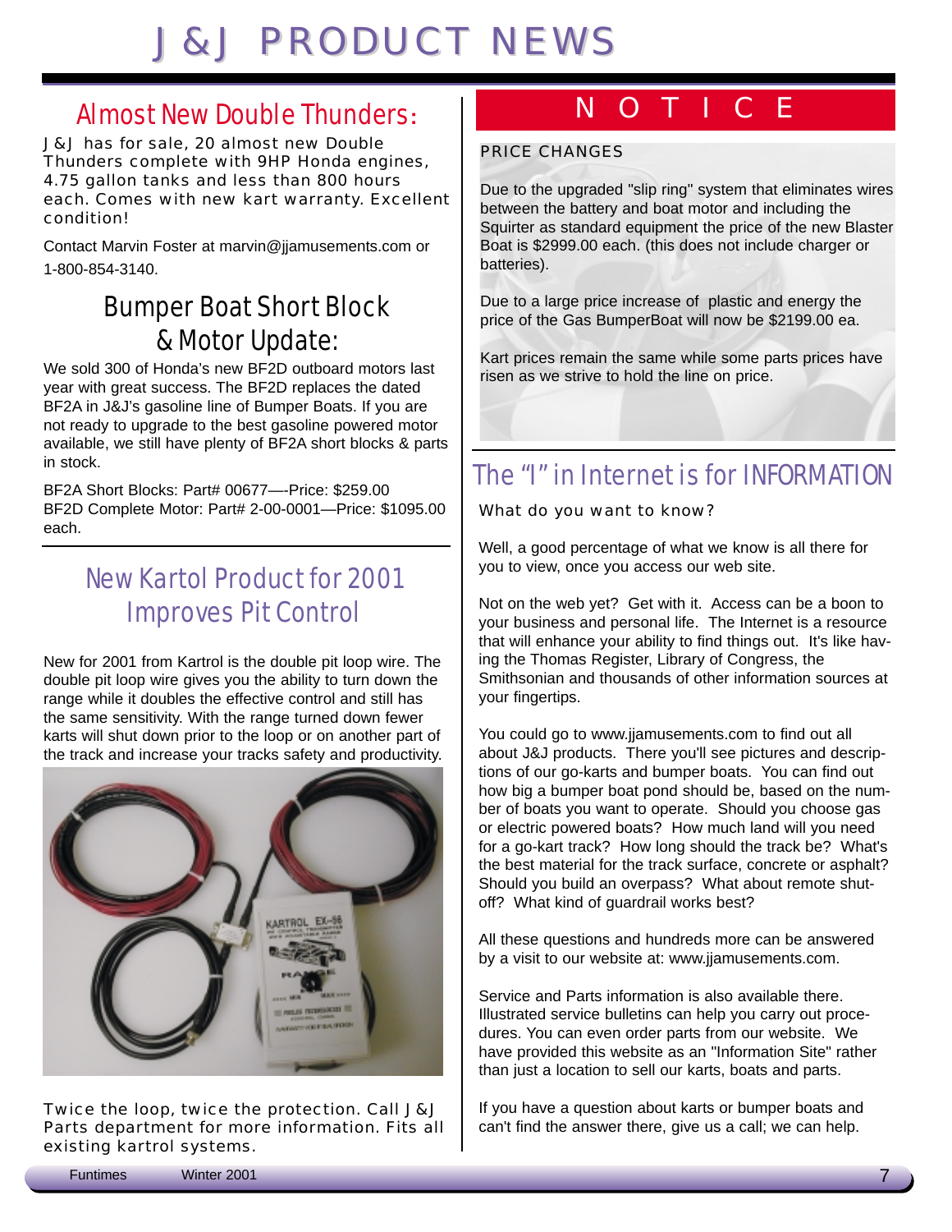# J&J PRODUCT NEWS

## Almost New Double Thunders:

J&J has for sale, 20 almost new Double Thunders complete with 9HP Honda engines, 4.75 gallon tanks and less than 800 hours each. Comes with new kart warranty. Excellent condition!

Contact Marvin Foster at marvin@jjamusements.com or 1-800-854-3140.

## Bumper Boat Short Block & Motor Update:

We sold 300 of Honda's new BF2D outboard motors last year with great success. The BF2D replaces the dated BF2A in J&J's gasoline line of Bumper Boats. If you are not ready to upgrade to the best gasoline powered motor available, we still have plenty of BF2A short blocks & parts in stock.

BF2A Short Blocks: Part# 00677—-Price: $259.00
BF2D Complete Motor: Part# 2-00-0001—Price: $1095.00 each.

## New Kartol Product for 2001 Improves Pit Control

New for 2001 from Kartrol is the double pit loop wire. The double pit loop wire gives you the ability to turn down the range while it doubles the effective control and still has the same sensitivity. With the range turned down fewer karts will shut down prior to the loop or on another part of the track and increase your tracks safety and productivity.

Twice the loop, twice the protection. Call J&J Parts department for more information. Fits all existing kartrol systems.

## NOTICE

PRICE CHANGES

Due to the upgraded "slip ring" system that eliminates wires between the battery and boat motor and including the Squirter as standard equipment the price of the new Blaster Boat is $2999.00 each. (this does not include charger or batteries).

Due to a large price increase of plastic and energy the price of the Gas BumperBoat will now be $2199.00 ea.

Kart prices remain the same while some parts prices have risen as we strive to hold the line on price.

## The "I" in Internet is for INFORMATION

What do you want to know?

Well, a good percentage of what we know is all there for you to view, once you access our web site.

Not on the web yet? Get with it. Access can be a boon to your business and personal life. The Internet is a resource that will enhance your ability to find things out. It's like having the Thomas Register, Library of Congress, the Smithsonian and thousands of other information sources at your fingertips.

You could go to www.jjamusements.com to find out all about J&J products. There you'll see pictures and descriptions of our go-karts and bumper boats. You can find out how big a bumper boat pond should be, based on the number of boats you want to operate. Should you choose gas or electric powered boats? How much land will you need for a go-kart track? How long should the track be? What's the best material for the track surface, concrete or asphalt? Should you build an overpass? What about remote shut-off? What kind of guardrail works best?

All these questions and hundreds more can be answered by a visit to our website at: www.jjamusements.com.

Service and Parts information is also available there. Illustrated service bulletins can help you carry out procedures. You can even order parts from our website. We have provided this website as an "Information Site" rather than just a location to sell our karts, boats and parts.

If you have a question about karts or bumper boats and can't find the answer there, give us a call; we can help.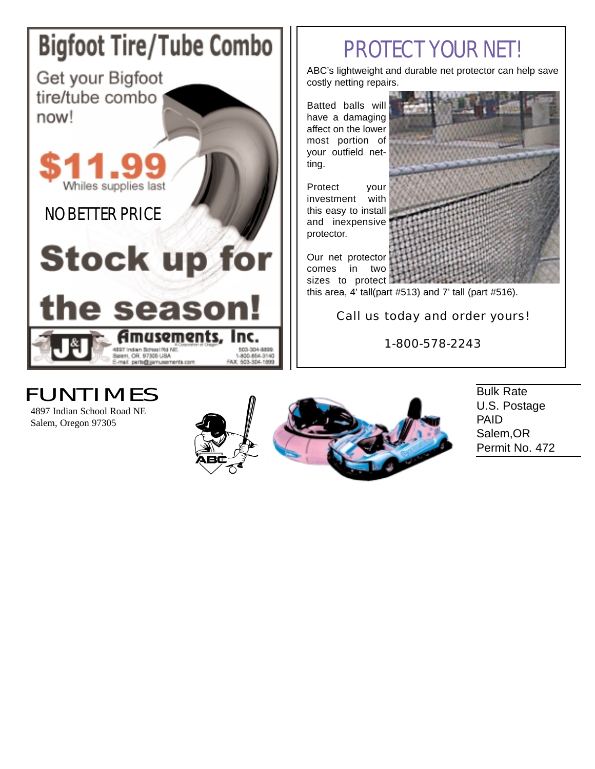# Bigfoot Tire/Tube Combo

Get your Bigfoot tire/tube combo now!

**$11.99**

Whiles supplies last

NO BETTER PRICE

**Stock up for the season!**

J&J Amusements, Inc.
A Corporation of Oregon
4897 Indian School Rd NE
Salem, OR 97305 USA
E-mail: parts@jjamusements.com
503-304-8899
1-800-854-3140
FAX: 503-304-1899

# PROTECT YOUR NET!

ABC's lightweight and durable net protector can help save costly netting repairs.

Batted balls will have a damaging affect on the lower most portion of your outfield netting.

Protect your investment with this easy to install and inexpensive protector.

Our net protector comes in two sizes to protect this area, 4' tall(part #513) and 7' tall (part #516).

Call us today and order yours!

1-800-578-2243

# FUNTIMES

4897 Indian School Road NE
Salem, Oregon 97305

ABC

Bulk Rate
U.S. Postage
PAID
Salem,OR
Permit No. 472